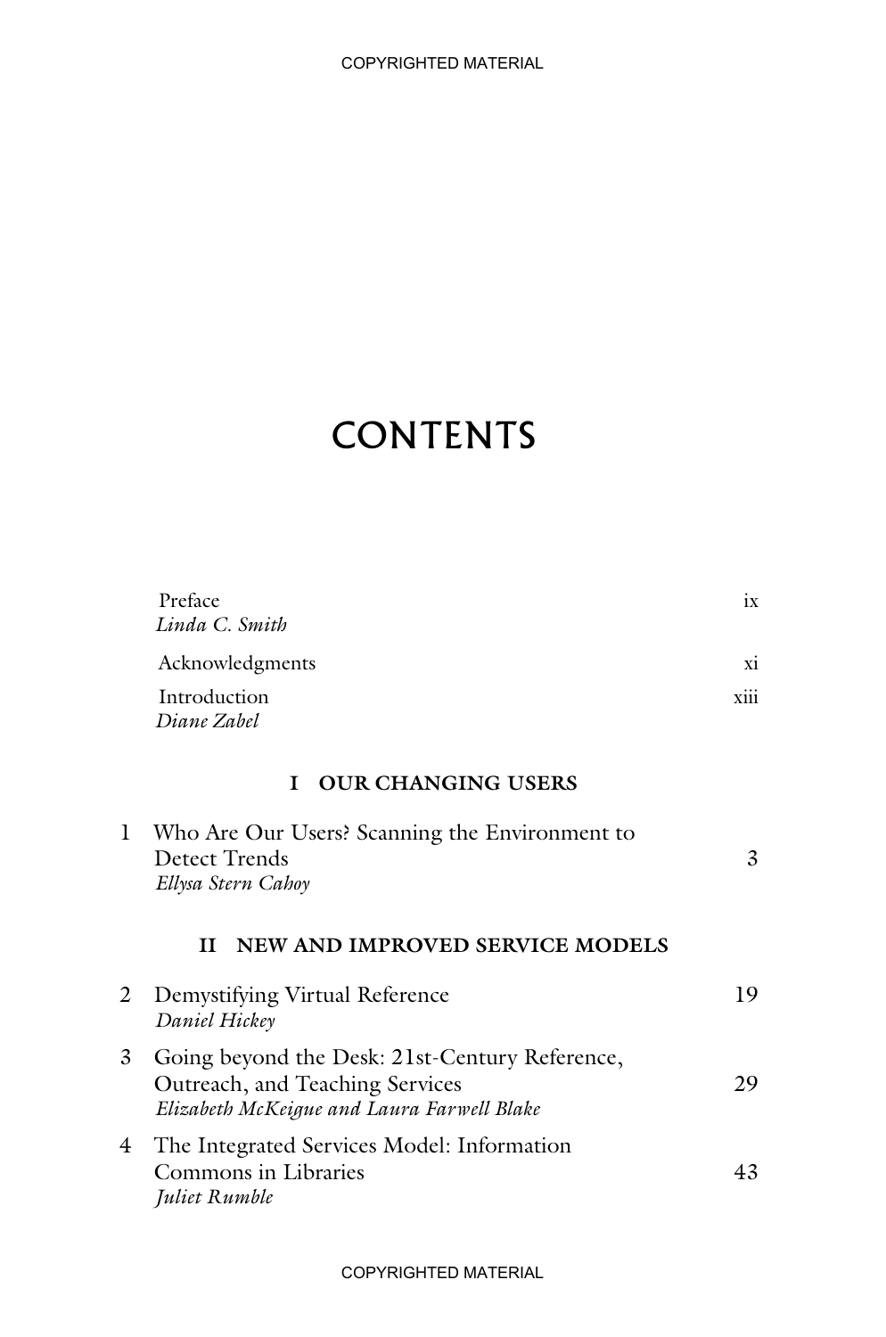# CONTENTS

Preface — ix
*Linda C. Smith*

Acknowledgments — xi

Introduction — xiii
*Diane Zabel*

## I OUR CHANGING USERS

1 Who Are Our Users? Scanning the Environment to Detect Trends — 3
*Ellysa Stern Cahoy*

## II NEW AND IMPROVED SERVICE MODELS

2 Demystifying Virtual Reference — 19
*Daniel Hickey*

3 Going beyond the Desk: 21st-Century Reference, Outreach, and Teaching Services — 29
*Elizabeth McKeigue and Laura Farwell Blake*

4 The Integrated Services Model: Information Commons in Libraries — 43
*Juliet Rumble*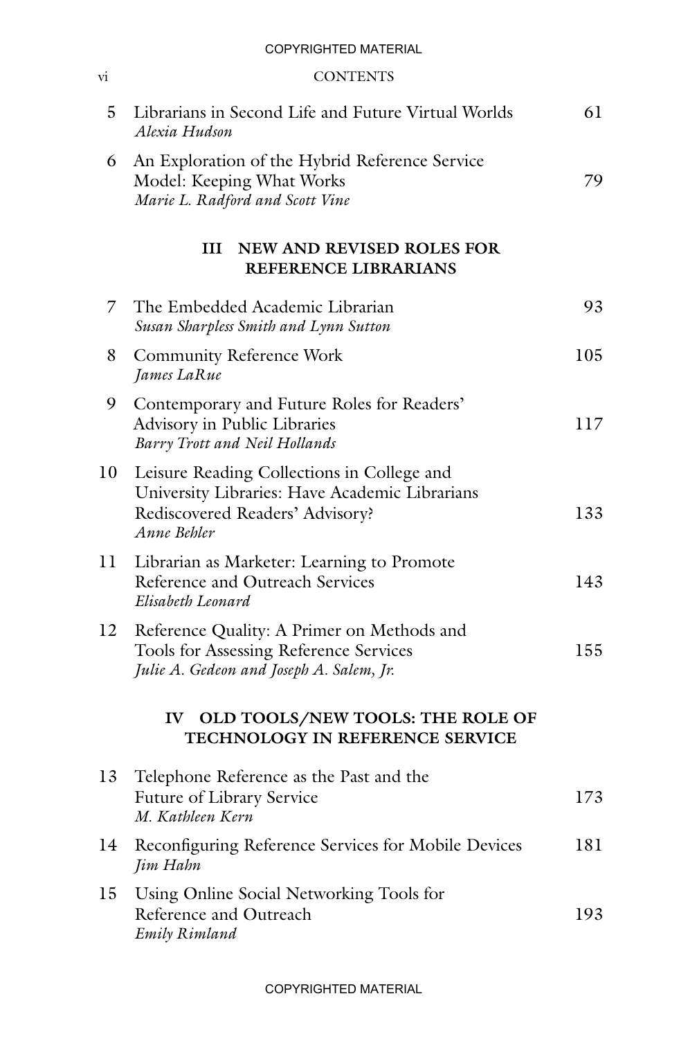5 Librarians in Second Life and Future Virtual Worlds — 61
*Alexia Hudson*

6 An Exploration of the Hybrid Reference Service Model: Keeping What Works — 79
*Marie L. Radford and Scott Vine*

## III NEW AND REVISED ROLES FOR REFERENCE LIBRARIANS

7 The Embedded Academic Librarian — 93
*Susan Sharpless Smith and Lynn Sutton*

8 Community Reference Work — 105
*James LaRue*

9 Contemporary and Future Roles for Readers' Advisory in Public Libraries — 117
*Barry Trott and Neil Hollands*

10 Leisure Reading Collections in College and University Libraries: Have Academic Librarians Rediscovered Readers' Advisory? — 133
*Anne Behler*

11 Librarian as Marketer: Learning to Promote Reference and Outreach Services — 143
*Elisabeth Leonard*

12 Reference Quality: A Primer on Methods and Tools for Assessing Reference Services — 155
*Julie A. Gedeon and Joseph A. Salem, Jr.*

## IV OLD TOOLS/NEW TOOLS: THE ROLE OF TECHNOLOGY IN REFERENCE SERVICE

13 Telephone Reference as the Past and the Future of Library Service — 173
*M. Kathleen Kern*

14 Reconfiguring Reference Services for Mobile Devices — 181
*Jim Hahn*

15 Using Online Social Networking Tools for Reference and Outreach — 193
*Emily Rimland*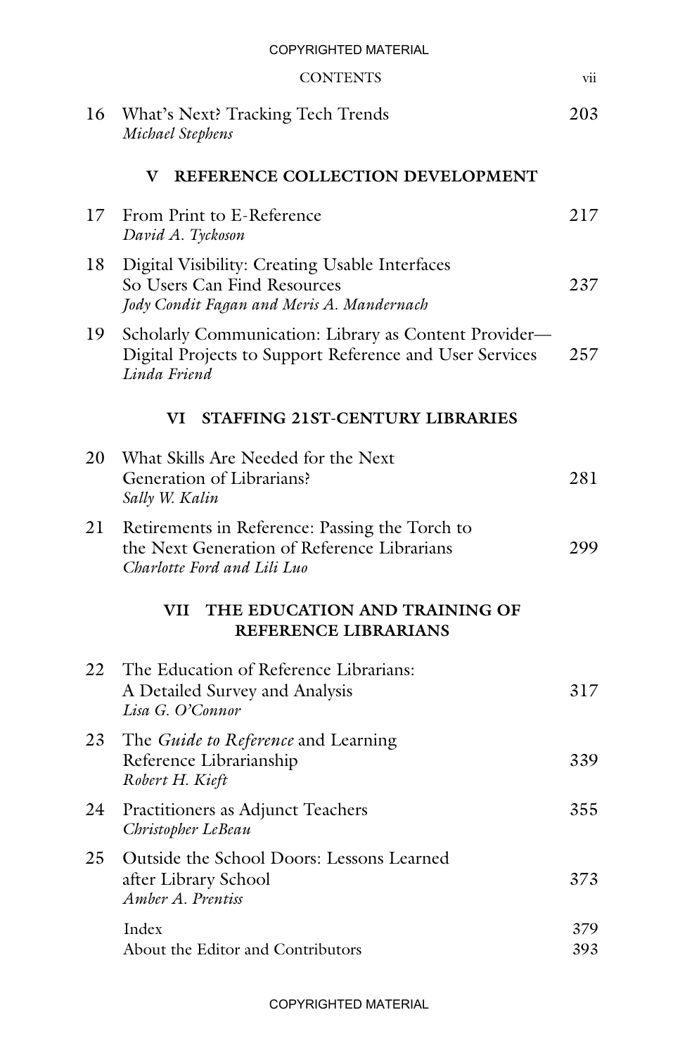16 What's Next? Tracking Tech Trends — 203
*Michael Stephens*

## V REFERENCE COLLECTION DEVELOPMENT

17 From Print to E-Reference — 217
*David A. Tyckoson*

18 Digital Visibility: Creating Usable Interfaces So Users Can Find Resources — 237
*Jody Condit Fagan and Meris A. Mandernach*

19 Scholarly Communication: Library as Content Provider—Digital Projects to Support Reference and User Services — 257
*Linda Friend*

## VI STAFFING 21ST-CENTURY LIBRARIES

20 What Skills Are Needed for the Next Generation of Librarians? — 281
*Sally W. Kalin*

21 Retirements in Reference: Passing the Torch to the Next Generation of Reference Librarians — 299
*Charlotte Ford and Lili Luo*

## VII THE EDUCATION AND TRAINING OF REFERENCE LIBRARIANS

22 The Education of Reference Librarians: A Detailed Survey and Analysis — 317
*Lisa G. O'Connor*

23 The *Guide to Reference* and Learning Reference Librarianship — 339
*Robert H. Kieft*

24 Practitioners as Adjunct Teachers — 355
*Christopher LeBeau*

25 Outside the School Doors: Lessons Learned after Library School — 373
*Amber A. Prentiss*

Index — 379

About the Editor and Contributors — 393